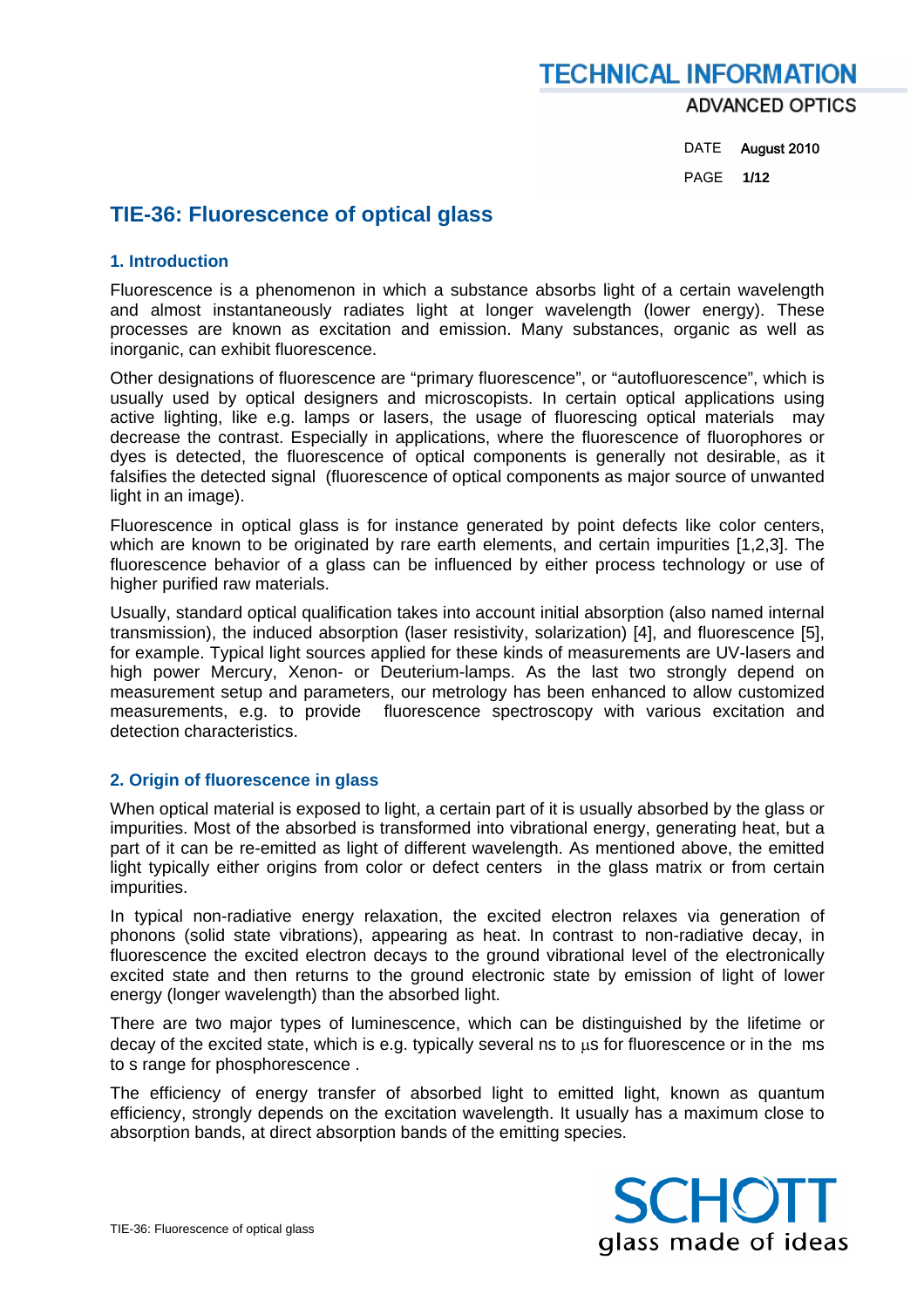# TIE-36: Fluorescence of optical glass

## 1. Introduction

Fluorescence is a phenomenon in which a substance absorbs light of a certain wavelength and almost instantaneously radiates light at longer wavelength (lower energy). These processes are known as excitation and emission. Many substances, organic as well as inorganic, can exhibit fluorescence.

Other designations of fluorescence are "primary fluorescence", or "autofluorescence", which is usually used by optical designers and microscopists. In certain optical applications using active lighting, like e.g. lamps or lasers, the usage of fluorescing optical materials may decrease the contrast. Especially in applications, where the fluorescence of fluorophores or dyes is detected, the fluorescence of optical components is generally not desirable, as it falsifies the detected signal (fluorescence of optical components as major source of unwanted light in an image).

Fluorescence in optical glass is for instance generated by point defects like color centers, which are known to be originated by rare earth elements, and certain impurities [1,2,3]. The fluorescence behavior of a glass can be influenced by either process technology or use of higher purified raw materials.

Usually, standard optical qualification takes into account initial absorption (also named internal transmission), the induced absorption (laser resistivity, solarization) [4], and fluorescence [5], for example. Typical light sources applied for these kinds of measurements are UV-lasers and high power Mercury, Xenon- or Deuterium-lamps. As the last two strongly depend on measurement setup and parameters, our metrology has been enhanced to allow customized measurements, e.g. to provide fluorescence spectroscopy with various excitation and detection characteristics.

## 2. Origin of fluorescence in glass

When optical material is exposed to light, a certain part of it is usually absorbed by the glass or impurities. Most of the absorbed is transformed into vibrational energy, generating heat, but a part of it can be re-emitted as light of different wavelength. As mentioned above, the emitted light typically either origins from color or defect centers in the glass matrix or from certain impurities.

In typical non-radiative energy relaxation, the excited electron relaxes via generation of phonons (solid state vibrations), appearing as heat. In contrast to non-radiative decay, in fluorescence the excited electron decays to the ground vibrational level of the electronically excited state and then returns to the ground electronic state by emission of light of lower energy (longer wavelength) than the absorbed light.

There are two major types of luminescence, which can be distinguished by the lifetime or decay of the excited state, which is e.g. typically several ns to μs for fluorescence or in the ms to s range for phosphorescence .

The efficiency of energy transfer of absorbed light to emitted light, known as quantum efficiency, strongly depends on the excitation wavelength. It usually has a maximum close to absorption bands, at direct absorption bands of the emitting species.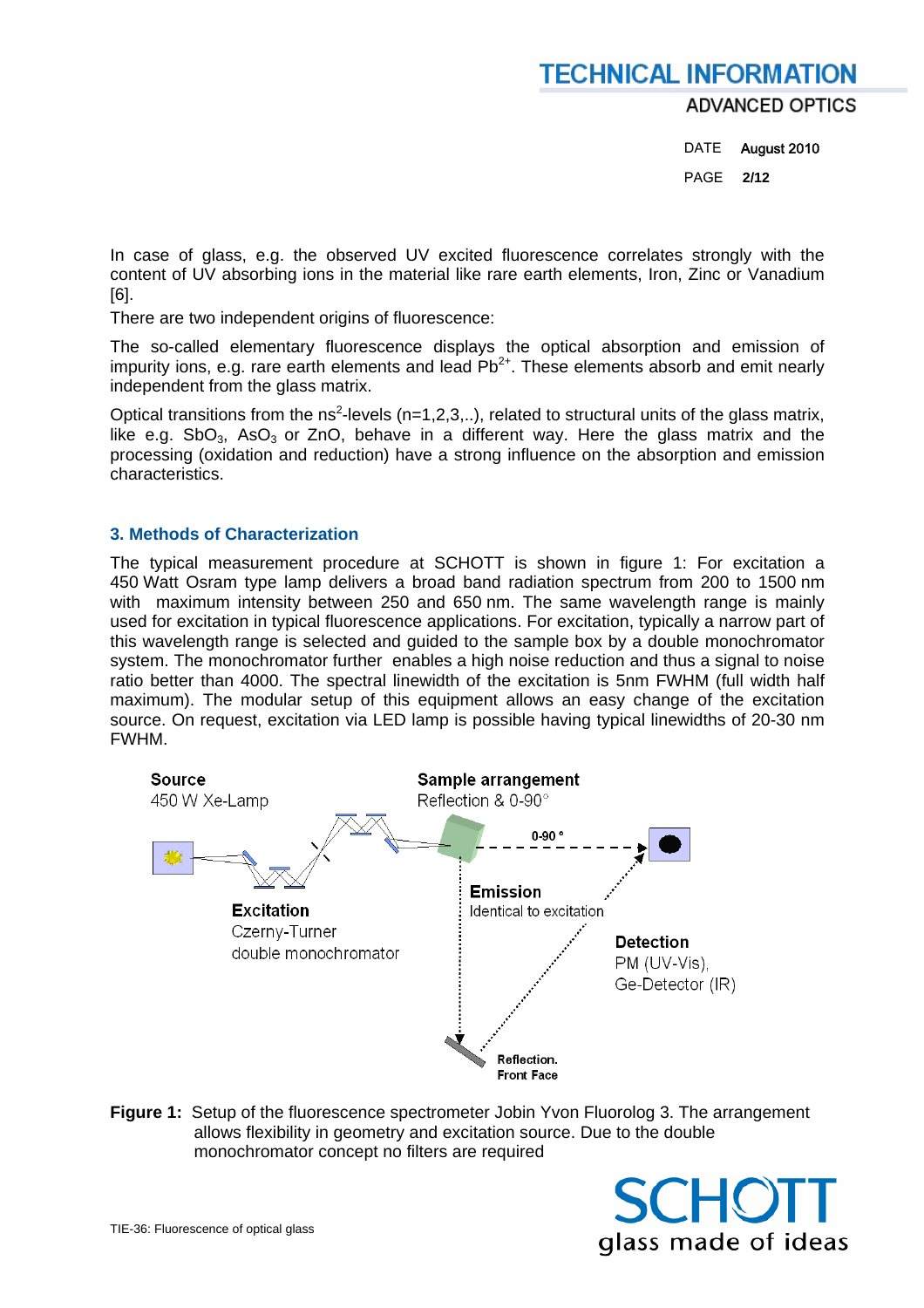In case of glass, e.g. the observed UV excited fluorescence correlates strongly with the content of UV absorbing ions in the material like rare earth elements, Iron, Zinc or Vanadium [6].

There are two independent origins of fluorescence:

The so-called elementary fluorescence displays the optical absorption and emission of impurity ions, e.g. rare earth elements and lead $Pb^{2+}$. These elements absorb and emit nearly independent from the glass matrix.

Optical transitions from the $ns^2$-levels (n=1,2,3,..), related to structural units of the glass matrix, like e.g. $SbO_3$, $AsO_3$ or ZnO, behave in a different way. Here the glass matrix and the processing (oxidation and reduction) have a strong influence on the absorption and emission characteristics.

## 3. Methods of Characterization

The typical measurement procedure at SCHOTT is shown in figure 1: For excitation a 450 Watt Osram type lamp delivers a broad band radiation spectrum from 200 to 1500 nm with maximum intensity between 250 and 650 nm. The same wavelength range is mainly used for excitation in typical fluorescence applications. For excitation, typically a narrow part of this wavelength range is selected and guided to the sample box by a double monochromator system. The monochromator further enables a high noise reduction and thus a signal to noise ratio better than 4000. The spectral linewidth of the excitation is 5nm FWHM (full width half maximum). The modular setup of this equipment allows an easy change of the excitation source. On request, excitation via LED lamp is possible having typical linewidths of 20-30 nm FWHM.

**Source**
450 W Xe-Lamp

**Sample arrangement**
Reflection & 0-90°

0-90 °

**Excitation**
Czerny-Turner
double monochromator

**Emission**
Identical to excitation

**Detection**
PM (UV-Vis),
Ge-Detector (IR)

**Reflection.**
**Front Face**

**Figure 1:** Setup of the fluorescence spectrometer Jobin Yvon Fluorolog 3. The arrangement allows flexibility in geometry and excitation source. Due to the double monochromator concept no filters are required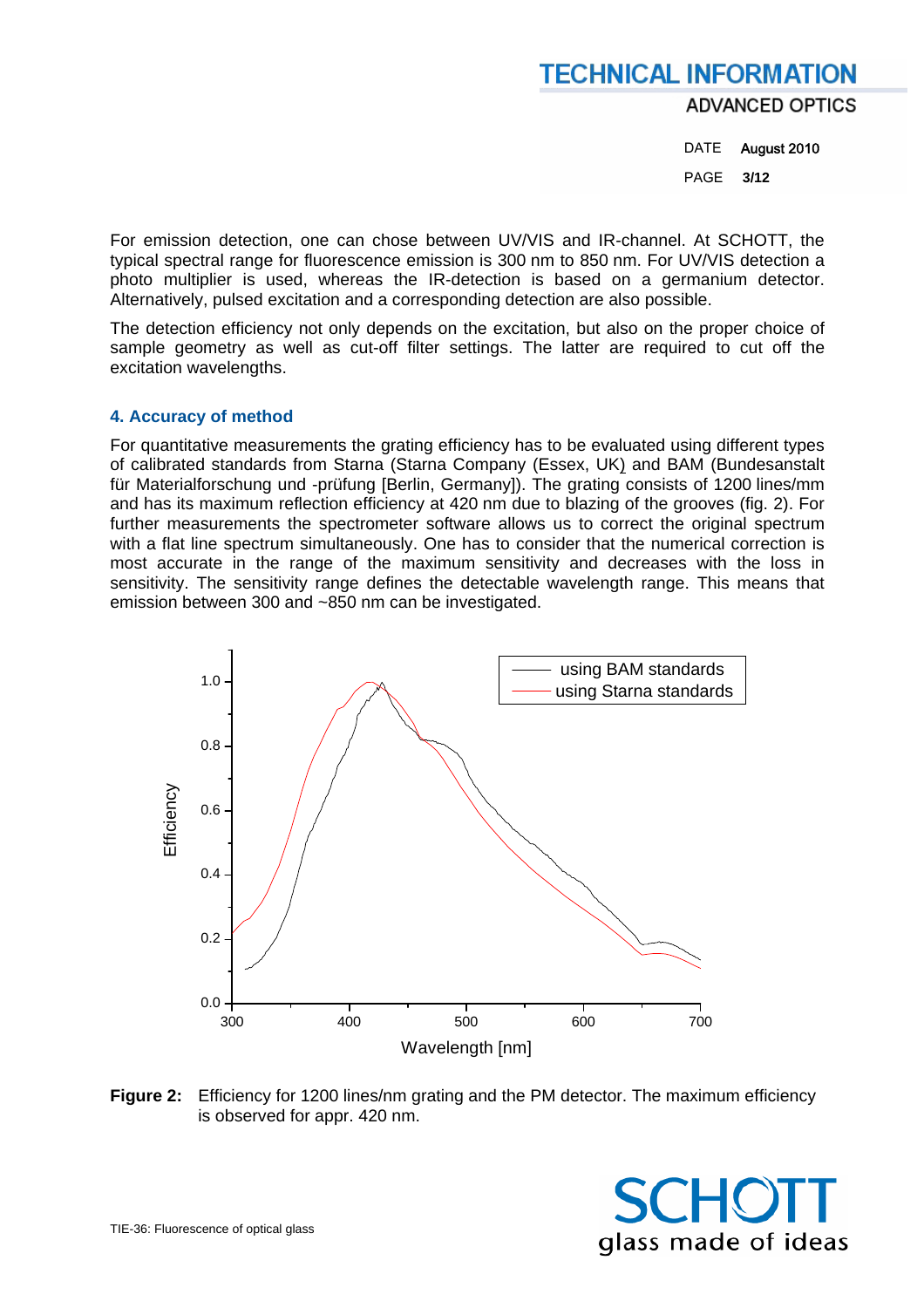For emission detection, one can chose between UV/VIS and IR-channel. At SCHOTT, the typical spectral range for fluorescence emission is 300 nm to 850 nm. For UV/VIS detection a photo multiplier is used, whereas the IR-detection is based on a germanium detector. Alternatively, pulsed excitation and a corresponding detection are also possible.

The detection efficiency not only depends on the excitation, but also on the proper choice of sample geometry as well as cut-off filter settings. The latter are required to cut off the excitation wavelengths.

## 4. Accuracy of method

For quantitative measurements the grating efficiency has to be evaluated using different types of calibrated standards from Starna (Starna Company (Essex, UK) and BAM (Bundesanstalt für Materialforschung und -prüfung [Berlin, Germany]). The grating consists of 1200 lines/mm and has its maximum reflection efficiency at 420 nm due to blazing of the grooves (fig. 2). For further measurements the spectrometer software allows us to correct the original spectrum with a flat line spectrum simultaneously. One has to consider that the numerical correction is most accurate in the range of the maximum sensitivity and decreases with the loss in sensitivity. The sensitivity range defines the detectable wavelength range. This means that emission between 300 and ~850 nm can be investigated.

**Figure 2:** Efficiency for 1200 lines/nm grating and the PM detector. The maximum efficiency is observed for appr. 420 nm.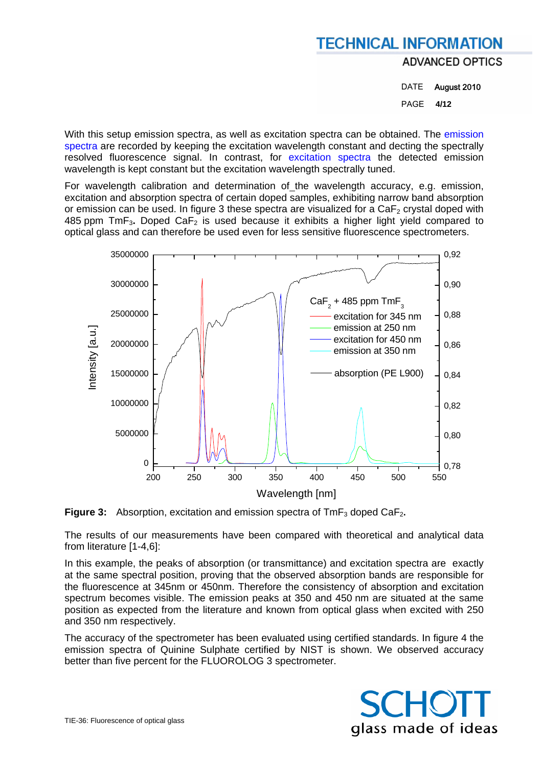With this setup emission spectra, as well as excitation spectra can be obtained. The emission spectra are recorded by keeping the excitation wavelength constant and decting the spectrally resolved fluorescence signal. In contrast, for excitation spectra the detected emission wavelength is kept constant but the excitation wavelength spectrally tuned.

For wavelength calibration and determination of the wavelength accuracy, e.g. emission, excitation and absorption spectra of certain doped samples, exhibiting narrow band absorption or emission can be used. In figure 3 these spectra are visualized for a $CaF_2$ crystal doped with 485 ppm $TmF_3$. Doped $CaF_2$ is used because it exhibits a higher light yield compared to optical glass and can therefore be used even for less sensitive fluorescence spectrometers.

**Figure 3:** Absorption, excitation and emission spectra of $TmF_3$ doped $CaF_2$.

The results of our measurements have been compared with theoretical and analytical data from literature [1-4,6]:

In this example, the peaks of absorption (or transmittance) and excitation spectra are exactly at the same spectral position, proving that the observed absorption bands are responsible for the fluorescence at 345nm or 450nm. Therefore the consistency of absorption and excitation spectrum becomes visible. The emission peaks at 350 and 450 nm are situated at the same position as expected from the literature and known from optical glass when excited with 250 and 350 nm respectively.

The accuracy of the spectrometer has been evaluated using certified standards. In figure 4 the emission spectra of Quinine Sulphate certified by NIST is shown. We observed accuracy better than five percent for the FLUOROLOG 3 spectrometer.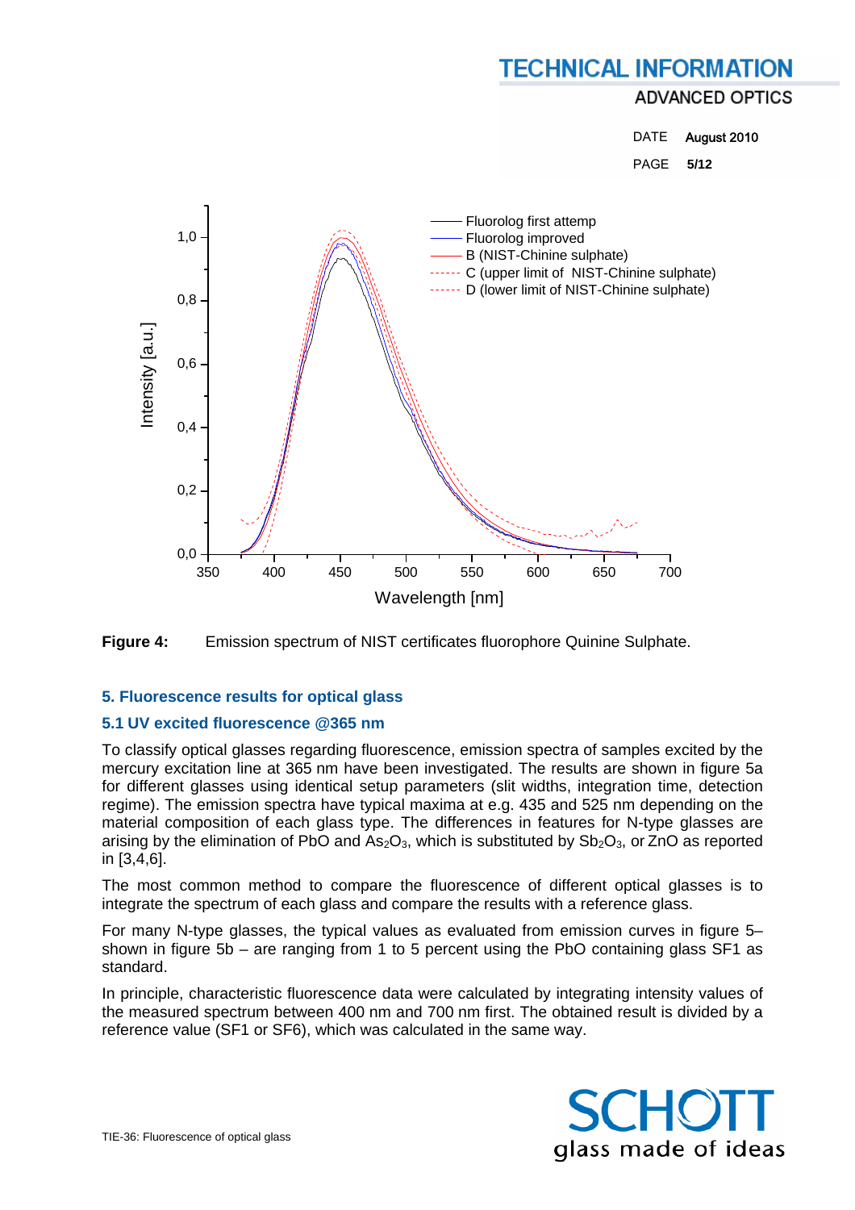**Figure 4:** Emission spectrum of NIST certificates fluorophore Quinine Sulphate.

## 5. Fluorescence results for optical glass

### 5.1 UV excited fluorescence @365 nm

To classify optical glasses regarding fluorescence, emission spectra of samples excited by the mercury excitation line at 365 nm have been investigated. The results are shown in figure 5a for different glasses using identical setup parameters (slit widths, integration time, detection regime). The emission spectra have typical maxima at e.g. 435 and 525 nm depending on the material composition of each glass type. The differences in features for N-type glasses are arising by the elimination of PbO and $As_2O_3$, which is substituted by $Sb_2O_3$, or ZnO as reported in [3,4,6].

The most common method to compare the fluorescence of different optical glasses is to integrate the spectrum of each glass and compare the results with a reference glass.

For many N-type glasses, the typical values as evaluated from emission curves in figure 5– shown in figure 5b – are ranging from 1 to 5 percent using the PbO containing glass SF1 as standard.

In principle, characteristic fluorescence data were calculated by integrating intensity values of the measured spectrum between 400 nm and 700 nm first. The obtained result is divided by a reference value (SF1 or SF6), which was calculated in the same way.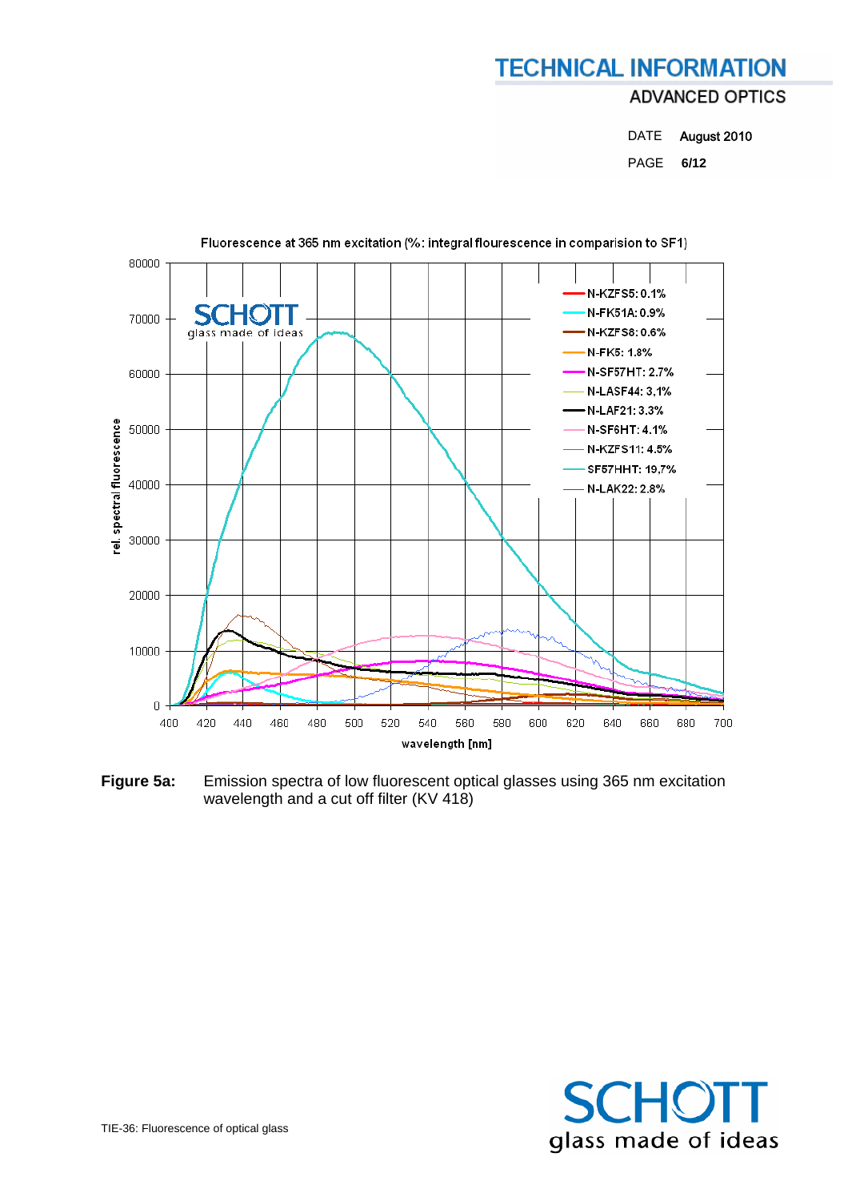Fluorescence at 365 nm excitation (%: integral flourescence in comparision to SF1)

**Figure 5a:** Emission spectra of low fluorescent optical glasses using 365 nm excitation wavelength and a cut off filter (KV 418)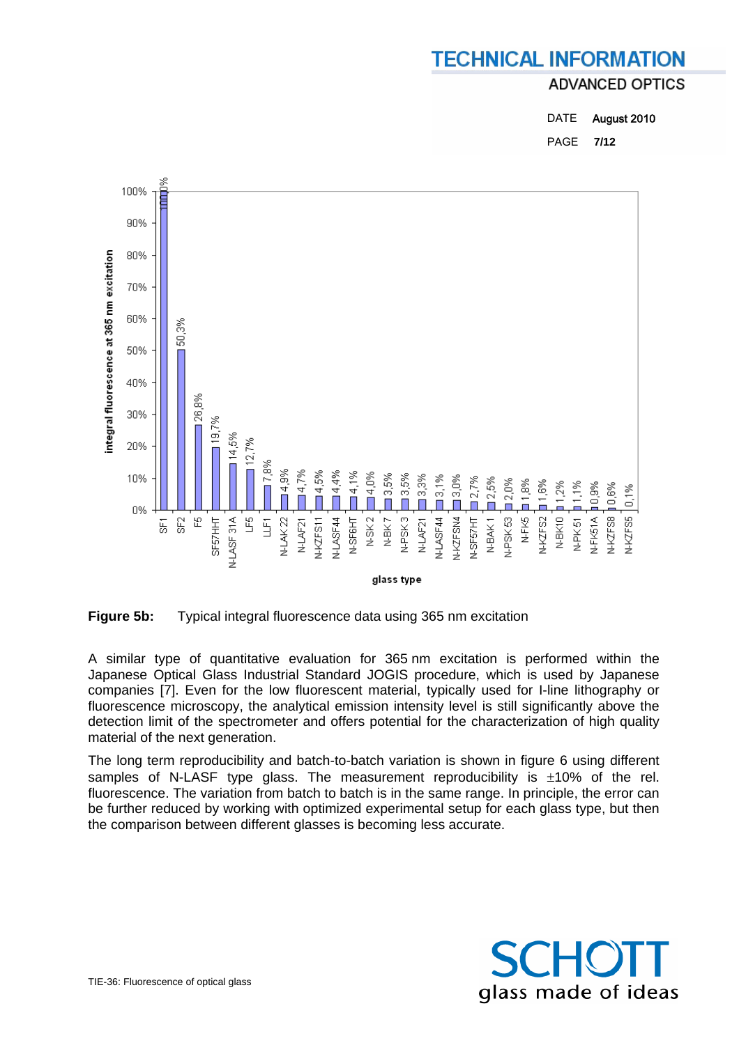**Figure 5b:** Typical integral fluorescence data using 365 nm excitation

A similar type of quantitative evaluation for 365 nm excitation is performed within the Japanese Optical Glass Industrial Standard JOGIS procedure, which is used by Japanese companies [7]. Even for the low fluorescent material, typically used for I-line lithography or fluorescence microscopy, the analytical emission intensity level is still significantly above the detection limit of the spectrometer and offers potential for the characterization of high quality material of the next generation.

The long term reproducibility and batch-to-batch variation is shown in figure 6 using different samples of N-LASF type glass. The measurement reproducibility is ±10% of the rel. fluorescence. The variation from batch to batch is in the same range. In principle, the error can be further reduced by working with optimized experimental setup for each glass type, but then the comparison between different glasses is becoming less accurate.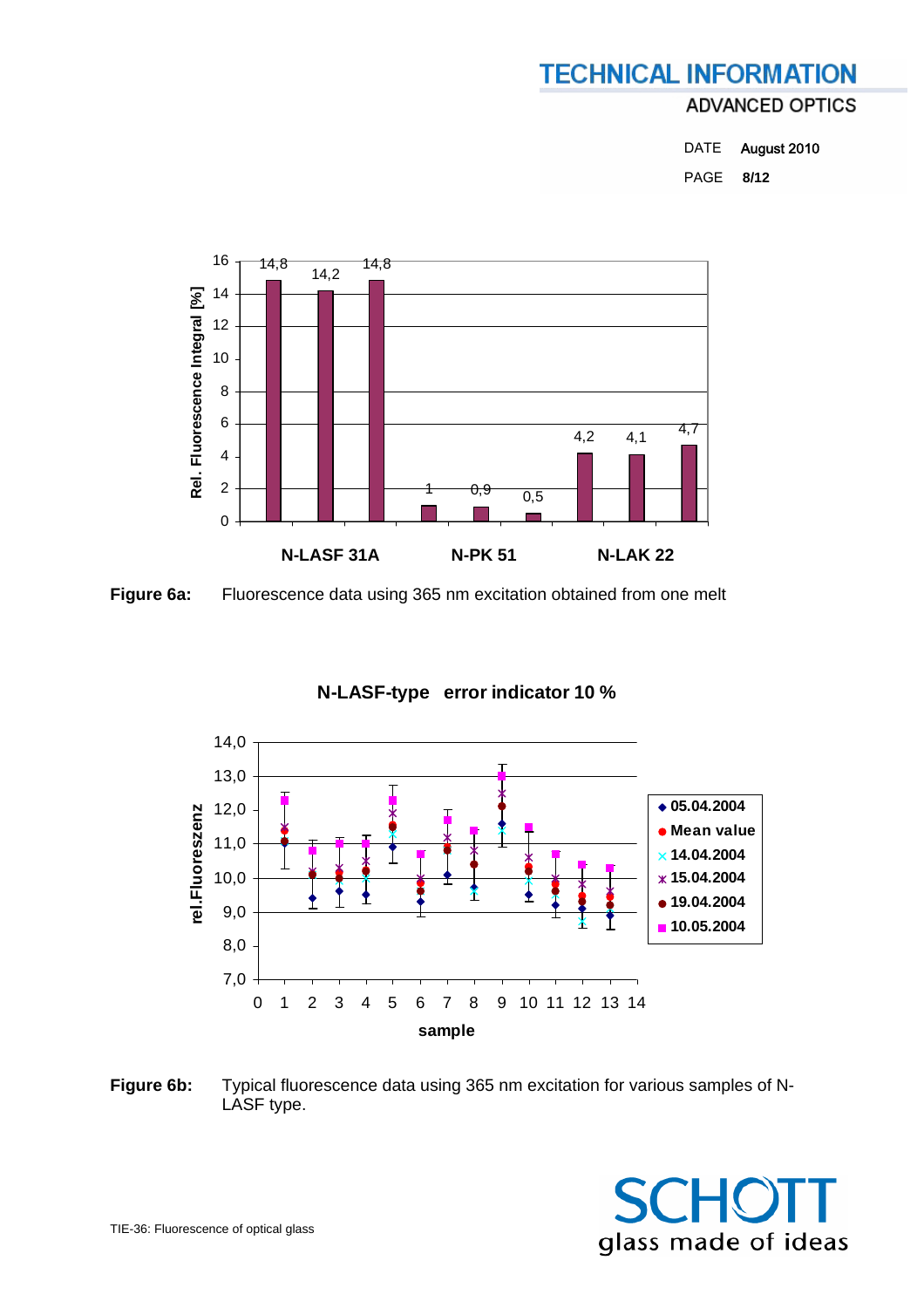Figure 6a: Fluorescence data using 365 nm excitation obtained from one melt

Figure 6b: Typical fluorescence data using 365 nm excitation for various samples of N-LASF type.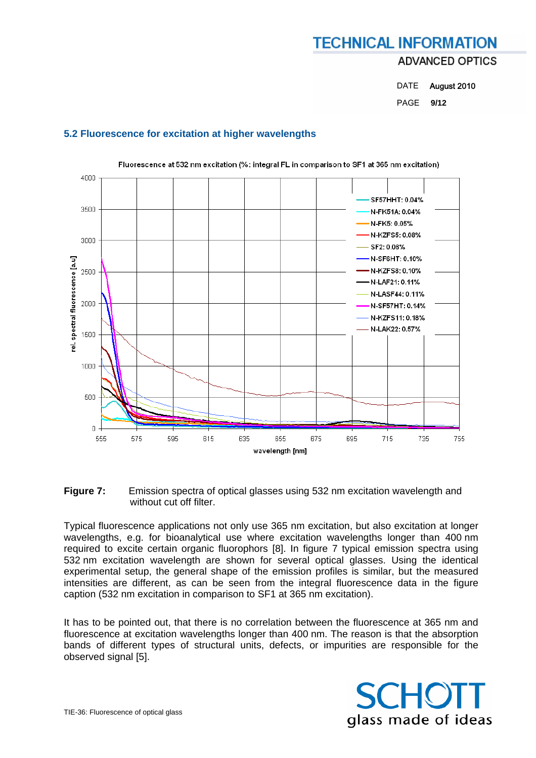## 5.2 Fluorescence for excitation at higher wavelengths

**Figure 7:** Emission spectra of optical glasses using 532 nm excitation wavelength and without cut off filter.

Typical fluorescence applications not only use 365 nm excitation, but also excitation at longer wavelengths, e.g. for bioanalytical use where excitation wavelengths longer than 400 nm required to excite certain organic fluorophors [8]. In figure 7 typical emission spectra using 532 nm excitation wavelength are shown for several optical glasses. Using the identical experimental setup, the general shape of the emission profiles is similar, but the measured intensities are different, as can be seen from the integral fluorescence data in the figure caption (532 nm excitation in comparison to SF1 at 365 nm excitation).

It has to be pointed out, that there is no correlation between the fluorescence at 365 nm and fluorescence at excitation wavelengths longer than 400 nm. The reason is that the absorption bands of different types of structural units, defects, or impurities are responsible for the observed signal [5].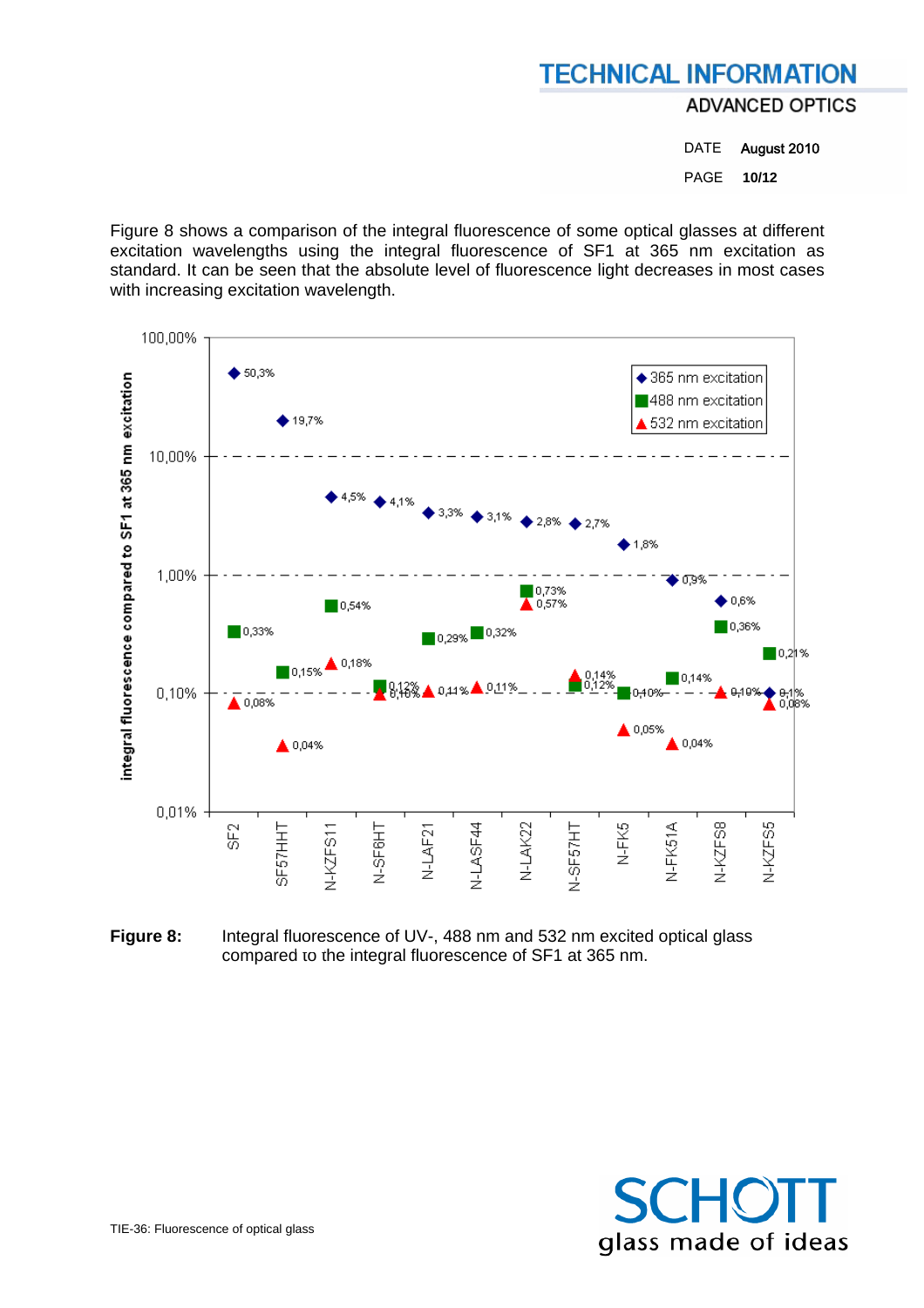Figure 8 shows a comparison of the integral fluorescence of some optical glasses at different excitation wavelengths using the integral fluorescence of SF1 at 365 nm excitation as standard. It can be seen that the absolute level of fluorescence light decreases in most cases with increasing excitation wavelength.

| Glass | 365 nm excitation | 488 nm excitation | 532 nm excitation |
| --- | --- | --- | --- |
| SF2 | 50,3% | 0,33% | 0,08% |
| SF57HHT | 19,7% | 0,15% | 0,04% |
| N-KZFS11 | 4,5% | 0,54% | 0,18% |
| N-SF6HT | 4,1% | 0,12% | 0,10% |
| N-LAF21 | 3,3% | 0,29% | 0,11% |
| N-LASF44 | 3,1% | 0,32% | 0,11% |
| N-LAK22 | 2,8% | 0,73% | 0,57% |
| N-SF57HT | 2,7% | 0,12% | 0,14% |
| N-FK5 | 1,8% | 0,10% | 0,05% |
| N-FK51A | 0,9% | 0,14% | 0,04% |
| N-KZFS8 | 0,6% | 0,36% | 0,10% |
| N-KZFS5 | 0,1% | 0,21% | 0,08% |

Y-axis: integral fluorescence compared to SF1 at 365 nm excitation (logarithmic scale, 0,01% – 100,00%)

**Figure 8:** Integral fluorescence of UV-, 488 nm and 532 nm excited optical glass compared to the integral fluorescence of SF1 at 365 nm.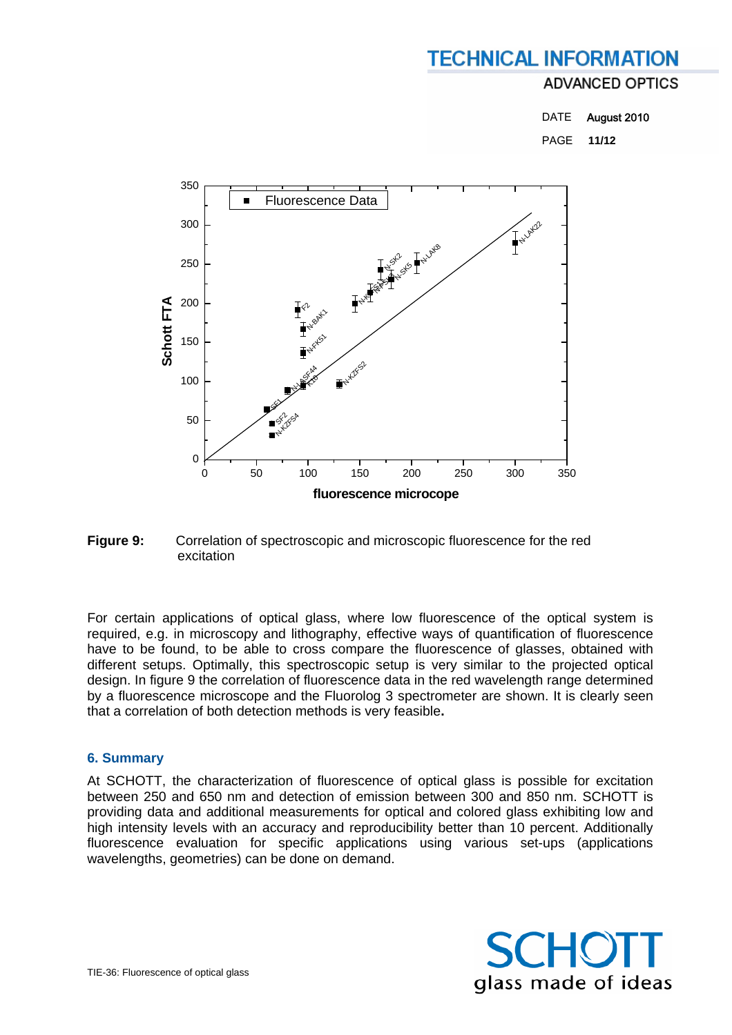**Figure 9:** Correlation of spectroscopic and microscopic fluorescence for the red excitation

For certain applications of optical glass, where low fluorescence of the optical system is required, e.g. in microscopy and lithography, effective ways of quantification of fluorescence have to be found, to be able to cross compare the fluorescence of glasses, obtained with different setups. Optimally, this spectroscopic setup is very similar to the projected optical design. In figure 9 the correlation of fluorescence data in the red wavelength range determined by a fluorescence microscope and the Fluorolog 3 spectrometer are shown. It is clearly seen that a correlation of both detection methods is very feasible**.**

## 6. Summary

At SCHOTT, the characterization of fluorescence of optical glass is possible for excitation between 250 and 650 nm and detection of emission between 300 and 850 nm. SCHOTT is providing data and additional measurements for optical and colored glass exhibiting low and high intensity levels with an accuracy and reproducibility better than 10 percent. Additionally fluorescence evaluation for specific applications using various set-ups (applications wavelengths, geometries) can be done on demand.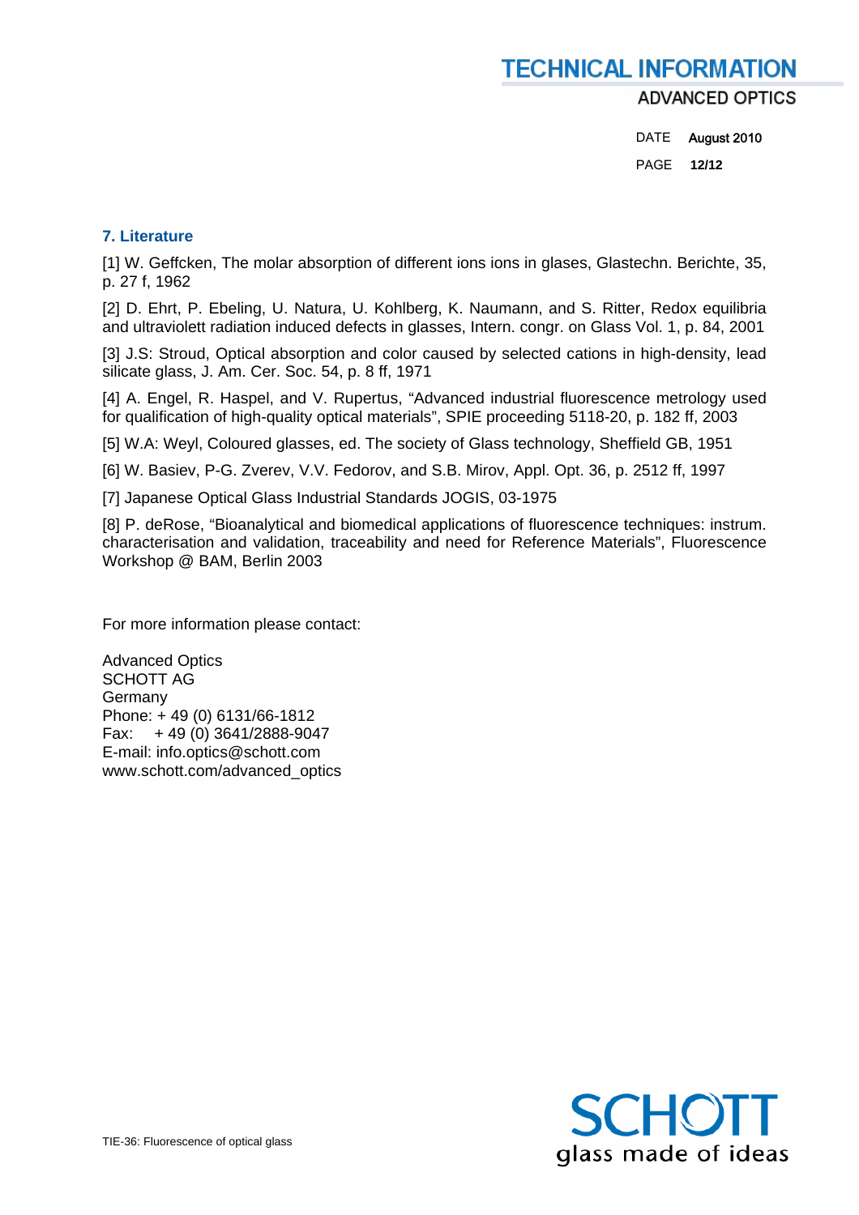## 7. Literature

[1] W. Geffcken, The molar absorption of different ions ions in glases, Glastechn. Berichte, 35, p. 27 f, 1962

[2] D. Ehrt, P. Ebeling, U. Natura, U. Kohlberg, K. Naumann, and S. Ritter, Redox equilibria and ultraviolett radiation induced defects in glasses, Intern. congr. on Glass Vol. 1, p. 84, 2001

[3] J.S: Stroud, Optical absorption and color caused by selected cations in high-density, lead silicate glass, J. Am. Cer. Soc. 54, p. 8 ff, 1971

[4] A. Engel, R. Haspel, and V. Rupertus, "Advanced industrial fluorescence metrology used for qualification of high-quality optical materials", SPIE proceeding 5118-20, p. 182 ff, 2003

[5] W.A: Weyl, Coloured glasses, ed. The society of Glass technology, Sheffield GB, 1951

[6] W. Basiev, P-G. Zverev, V.V. Fedorov, and S.B. Mirov, Appl. Opt. 36, p. 2512 ff, 1997

[7] Japanese Optical Glass Industrial Standards JOGIS, 03-1975

[8] P. deRose, "Bioanalytical and biomedical applications of fluorescence techniques: instrum. characterisation and validation, traceability and need for Reference Materials", Fluorescence Workshop @ BAM, Berlin 2003

For more information please contact:

Advanced Optics
SCHOTT AG
Germany
Phone: + 49 (0) 6131/66-1812
Fax: + 49 (0) 3641/2888-9047
E-mail: info.optics@schott.com
www.schott.com/advanced_optics